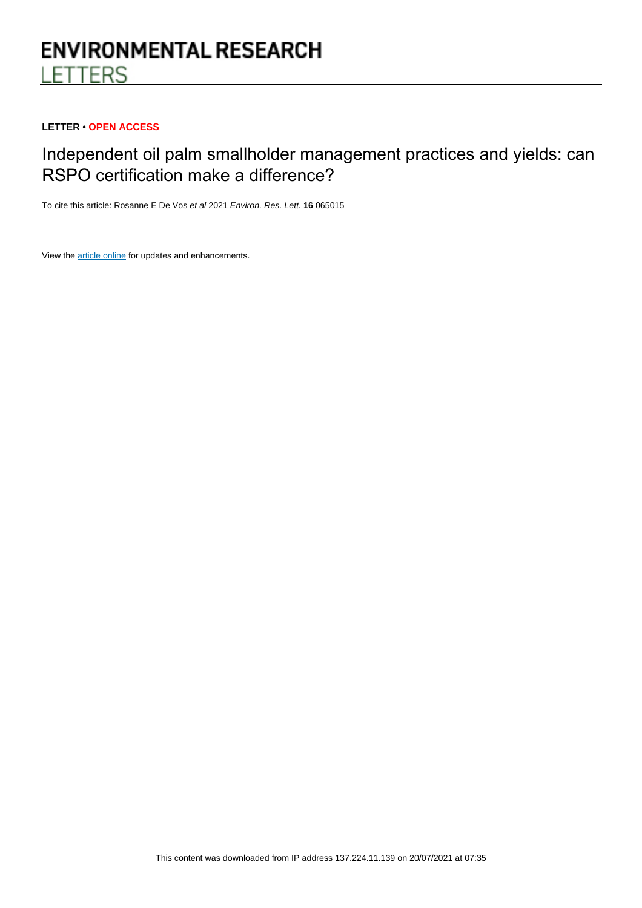# ENVIRONMENTAL RESEARCH LETTERS

**LETTER • OPEN ACCESS**

## Independent oil palm smallholder management practices and yields: can RSPO certification make a difference?

To cite this article: Rosanne E De Vos *et al* 2021 *Environ. Res. Lett.* **16** 065015

View the article online for updates and enhancements.

This content was downloaded from IP address 137.224.11.139 on 20/07/2021 at 07:35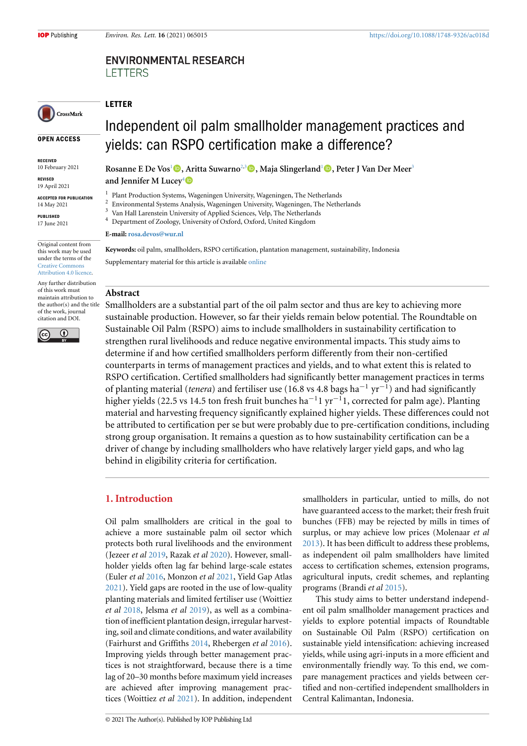LETTER

# Independent oil palm smallholder management practices and yields: can RSPO certification make a difference?

**Rosanne E De Vos**[1], **Aritta Suwarno**[2,3], **Maja Slingerland**[1], **Peter J Van Der Meer**[3] **and Jennifer M Lucey**[4]

[1] Plant Production Systems, Wageningen University, Wageningen, The Netherlands
[2] Environmental Systems Analysis, Wageningen University, Wageningen, The Netherlands
[3] Van Hall Larenstein University of Applied Sciences, Velp, The Netherlands
[4] Department of Zoology, University of Oxford, Oxford, United Kingdom

**E-mail:** rosa.devos@wur.nl

OPEN ACCESS

RECEIVED
10 February 2021

REVISED
19 April 2021

ACCEPTED FOR PUBLICATION
14 May 2021

PUBLISHED
17 June 2021

Original content from this work may be used under the terms of the Creative Commons Attribution 4.0 licence.

Any further distribution of this work must maintain attribution to the author(s) and the title of the work, journal citation and DOI.

**Keywords:** oil palm, smallholders, RSPO certification, plantation management, sustainability, Indonesia

Supplementary material for this article is available online

## Abstract

Smallholders are a substantial part of the oil palm sector and thus are key to achieving more sustainable production. However, so far their yields remain below potential. The Roundtable on Sustainable Oil Palm (RSPO) aims to include smallholders in sustainability certification to strengthen rural livelihoods and reduce negative environmental impacts. This study aims to determine if and how certified smallholders perform differently from their non-certified counterparts in terms of management practices and yields, and to what extent this is related to RSPO certification. Certified smallholders had significantly better management practices in terms of planting material (*tenera*) and fertiliser use (16.8 vs 4.8 bags $ha^{-1}$ $yr^{-1}$) and had significantly higher yields (22.5 vs 14.5 ton fresh fruit bunches $ha^{-1}1$ $yr^{-1}1$, corrected for palm age). Planting material and harvesting frequency significantly explained higher yields. These differences could not be attributed to certification per se but were probably due to pre-certification conditions, including strong group organisation. It remains a question as to how sustainability certification can be a driver of change by including smallholders who have relatively larger yield gaps, and who lag behind in eligibility criteria for certification.

## 1. Introduction

Oil palm smallholders are critical in the goal to achieve a more sustainable palm oil sector which protects both rural livelihoods and the environment (Jezeer *et al* 2019, Razak *et al* 2020). However, smallholder yields often lag far behind large-scale estates (Euler *et al* 2016, Monzon *et al* 2021, Yield Gap Atlas 2021). Yield gaps are rooted in the use of low-quality planting materials and limited fertiliser use (Woittiez *et al* 2018, Jelsma *et al* 2019), as well as a combination of inefficient plantation design, irregular harvesting, soil and climate conditions, and water availability (Fairhurst and Griffiths 2014, Rhebergen *et al* 2016). Improving yields through better management practices is not straightforward, because there is a time lag of 20–30 months before maximum yield increases are achieved after improving management practices (Woittiez *et al* 2021). In addition, independent smallholders in particular, untied to mills, do not have guaranteed access to the market; their fresh fruit bunches (FFB) may be rejected by mills in times of surplus, or may achieve low prices (Molenaar *et al* 2013). It has been difficult to address these problems, as independent oil palm smallholders have limited access to certification schemes, extension programs, agricultural inputs, credit schemes, and replanting programs (Brandi *et al* 2015).

This study aims to better understand independent oil palm smallholder management practices and yields to explore potential impacts of Roundtable on Sustainable Oil Palm (RSPO) certification on sustainable yield intensification: achieving increased yields, while using agri-inputs in a more efficient and environmentally friendly way. To this end, we compare management practices and yields between certified and non-certified independent smallholders in Central Kalimantan, Indonesia.

© 2021 The Author(s). Published by IOP Publishing Ltd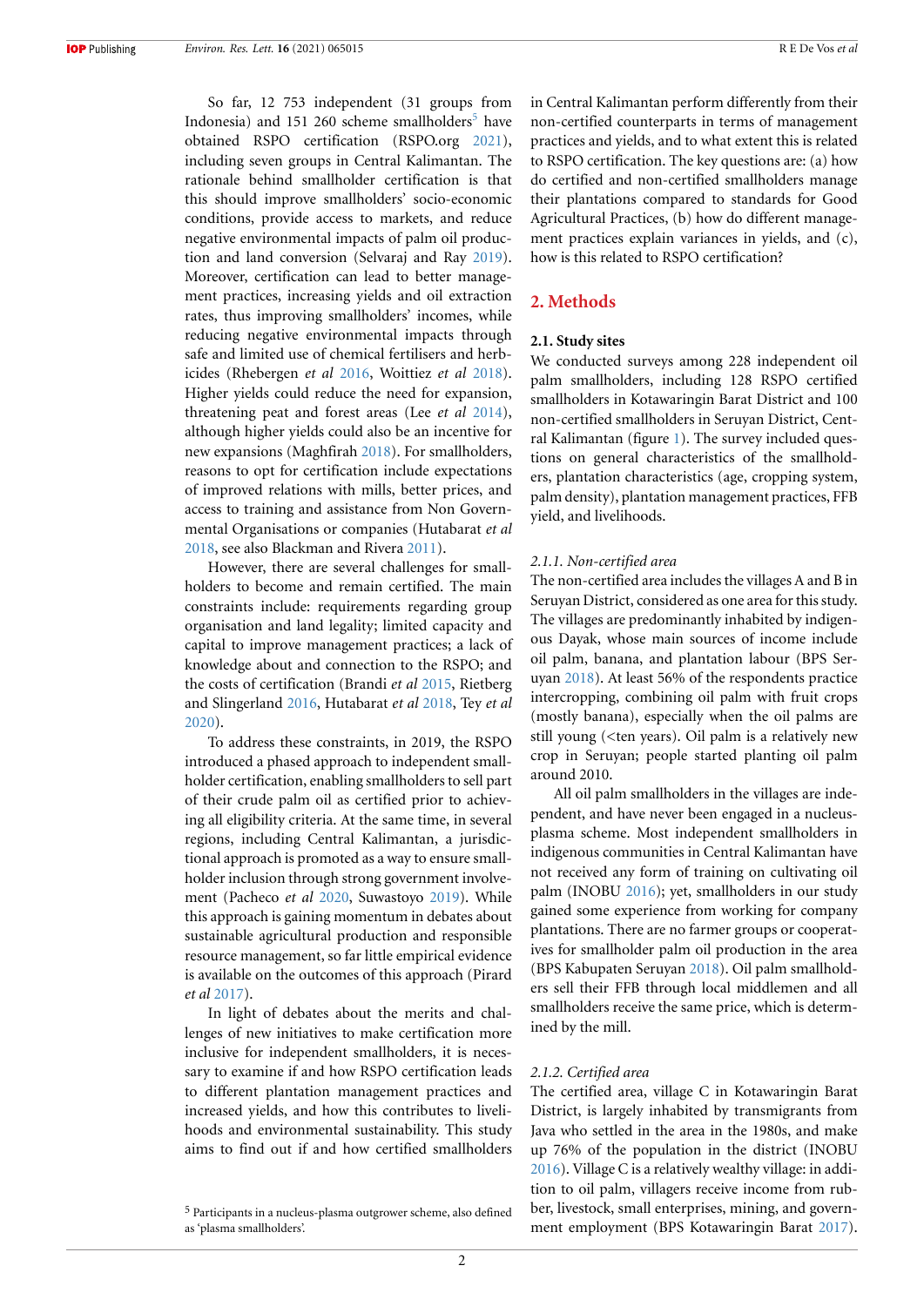So far, 12 753 independent (31 groups from Indonesia) and 151 260 scheme smallholders[5] have obtained RSPO certification (RSPO.org 2021), including seven groups in Central Kalimantan. The rationale behind smallholder certification is that this should improve smallholders' socio-economic conditions, provide access to markets, and reduce negative environmental impacts of palm oil production and land conversion (Selvaraj and Ray 2019). Moreover, certification can lead to better management practices, increasing yields and oil extraction rates, thus improving smallholders' incomes, while reducing negative environmental impacts through safe and limited use of chemical fertilisers and herbicides (Rhebergen *et al* 2016, Woittiez *et al* 2018). Higher yields could reduce the need for expansion, threatening peat and forest areas (Lee *et al* 2014), although higher yields could also be an incentive for new expansions (Maghfirah 2018). For smallholders, reasons to opt for certification include expectations of improved relations with mills, better prices, and access to training and assistance from Non Governmental Organisations or companies (Hutabarat *et al* 2018, see also Blackman and Rivera 2011).

However, there are several challenges for smallholders to become and remain certified. The main constraints include: requirements regarding group organisation and land legality; limited capacity and capital to improve management practices; a lack of knowledge about and connection to the RSPO; and the costs of certification (Brandi *et al* 2015, Rietberg and Slingerland 2016, Hutabarat *et al* 2018, Tey *et al* 2020).

To address these constraints, in 2019, the RSPO introduced a phased approach to independent smallholder certification, enabling smallholders to sell part of their crude palm oil as certified prior to achieving all eligibility criteria. At the same time, in several regions, including Central Kalimantan, a jurisdictional approach is promoted as a way to ensure smallholder inclusion through strong government involvement (Pacheco *et al* 2020, Suwastoyo 2019). While this approach is gaining momentum in debates about sustainable agricultural production and responsible resource management, so far little empirical evidence is available on the outcomes of this approach (Pirard *et al* 2017).

In light of debates about the merits and challenges of new initiatives to make certification more inclusive for independent smallholders, it is necessary to examine if and how RSPO certification leads to different plantation management practices and increased yields, and how this contributes to livelihoods and environmental sustainability. This study aims to find out if and how certified smallholders in Central Kalimantan perform differently from their non-certified counterparts in terms of management practices and yields, and to what extent this is related to RSPO certification. The key questions are: (a) how do certified and non-certified smallholders manage their plantations compared to standards for Good Agricultural Practices, (b) how do different management practices explain variances in yields, and (c), how is this related to RSPO certification?

## 2. Methods

### 2.1. Study sites

We conducted surveys among 228 independent oil palm smallholders, including 128 RSPO certified smallholders in Kotawaringin Barat District and 100 non-certified smallholders in Seruyan District, Central Kalimantan (figure 1). The survey included questions on general characteristics of the smallholders, plantation characteristics (age, cropping system, palm density), plantation management practices, FFB yield, and livelihoods.

#### *2.1.1. Non-certified area*

The non-certified area includes the villages A and B in Seruyan District, considered as one area for this study. The villages are predominantly inhabited by indigenous Dayak, whose main sources of income include oil palm, banana, and plantation labour (BPS Seruyan 2018). At least 56% of the respondents practice intercropping, combining oil palm with fruit crops (mostly banana), especially when the oil palms are still young (<ten years). Oil palm is a relatively new crop in Seruyan; people started planting oil palm around 2010.

All oil palm smallholders in the villages are independent, and have never been engaged in a nucleus-plasma scheme. Most independent smallholders in indigenous communities in Central Kalimantan have not received any form of training on cultivating oil palm (INOBU 2016); yet, smallholders in our study gained some experience from working for company plantations. There are no farmer groups or cooperatives for smallholder palm oil production in the area (BPS Kabupaten Seruyan 2018). Oil palm smallholders sell their FFB through local middlemen and all smallholders receive the same price, which is determined by the mill.

#### *2.1.2. Certified area*

The certified area, village C in Kotawaringin Barat District, is largely inhabited by transmigrants from Java who settled in the area in the 1980s, and make up 76% of the population in the district (INOBU 2016). Village C is a relatively wealthy village: in addition to oil palm, villagers receive income from rubber, livestock, small enterprises, mining, and government employment (BPS Kotawaringin Barat 2017).

[5] Participants in a nucleus-plasma outgrower scheme, also defined as 'plasma smallholders'.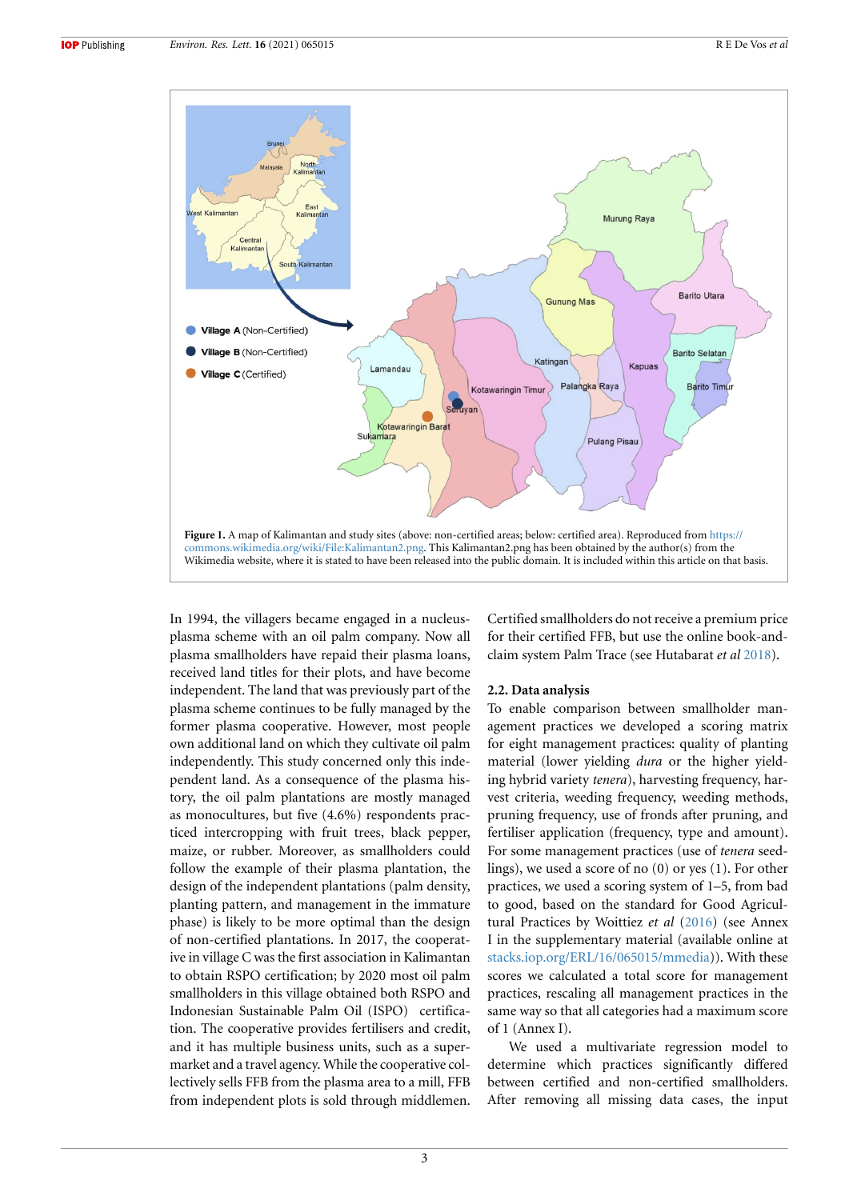**Figure 1.** A map of Kalimantan and study sites (above: non-certified areas; below: certified area). Reproduced from https://commons.wikimedia.org/wiki/File:Kalimantan2.png. This Kalimantan2.png has been obtained by the author(s) from the Wikimedia website, where it is stated to have been released into the public domain. It is included within this article on that basis.

In 1994, the villagers became engaged in a nucleus-plasma scheme with an oil palm company. Now all plasma smallholders have repaid their plasma loans, received land titles for their plots, and have become independent. The land that was previously part of the plasma scheme continues to be fully managed by the former plasma cooperative. However, most people own additional land on which they cultivate oil palm independently. This study concerned only this independent land. As a consequence of the plasma history, the oil palm plantations are mostly managed as monocultures, but five (4.6%) respondents practiced intercropping with fruit trees, black pepper, maize, or rubber. Moreover, as smallholders could follow the example of their plasma plantation, the design of the independent plantations (palm density, planting pattern, and management in the immature phase) is likely to be more optimal than the design of non-certified plantations. In 2017, the cooperative in village C was the first association in Kalimantan to obtain RSPO certification; by 2020 most oil palm smallholders in this village obtained both RSPO and Indonesian Sustainable Palm Oil (ISPO) certification. The cooperative provides fertilisers and credit, and it has multiple business units, such as a supermarket and a travel agency. While the cooperative collectively sells FFB from the plasma area to a mill, FFB from independent plots is sold through middlemen. Certified smallholders do not receive a premium price for their certified FFB, but use the online book-and-claim system Palm Trace (see Hutabarat *et al* 2018).

### 2.2. Data analysis

To enable comparison between smallholder management practices we developed a scoring matrix for eight management practices: quality of planting material (lower yielding *dura* or the higher yielding hybrid variety *tenera*), harvesting frequency, harvest criteria, weeding frequency, weeding methods, pruning frequency, use of fronds after pruning, and fertiliser application (frequency, type and amount). For some management practices (use of *tenera* seedlings), we used a score of no (0) or yes (1). For other practices, we used a scoring system of 1–5, from bad to good, based on the standard for Good Agricultural Practices by Woittiez *et al* (2016) (see Annex I in the supplementary material (available online at stacks.iop.org/ERL/16/065015/mmedia)). With these scores we calculated a total score for management practices, rescaling all management practices in the same way so that all categories had a maximum score of 1 (Annex I).

We used a multivariate regression model to determine which practices significantly differed between certified and non-certified smallholders. After removing all missing data cases, the input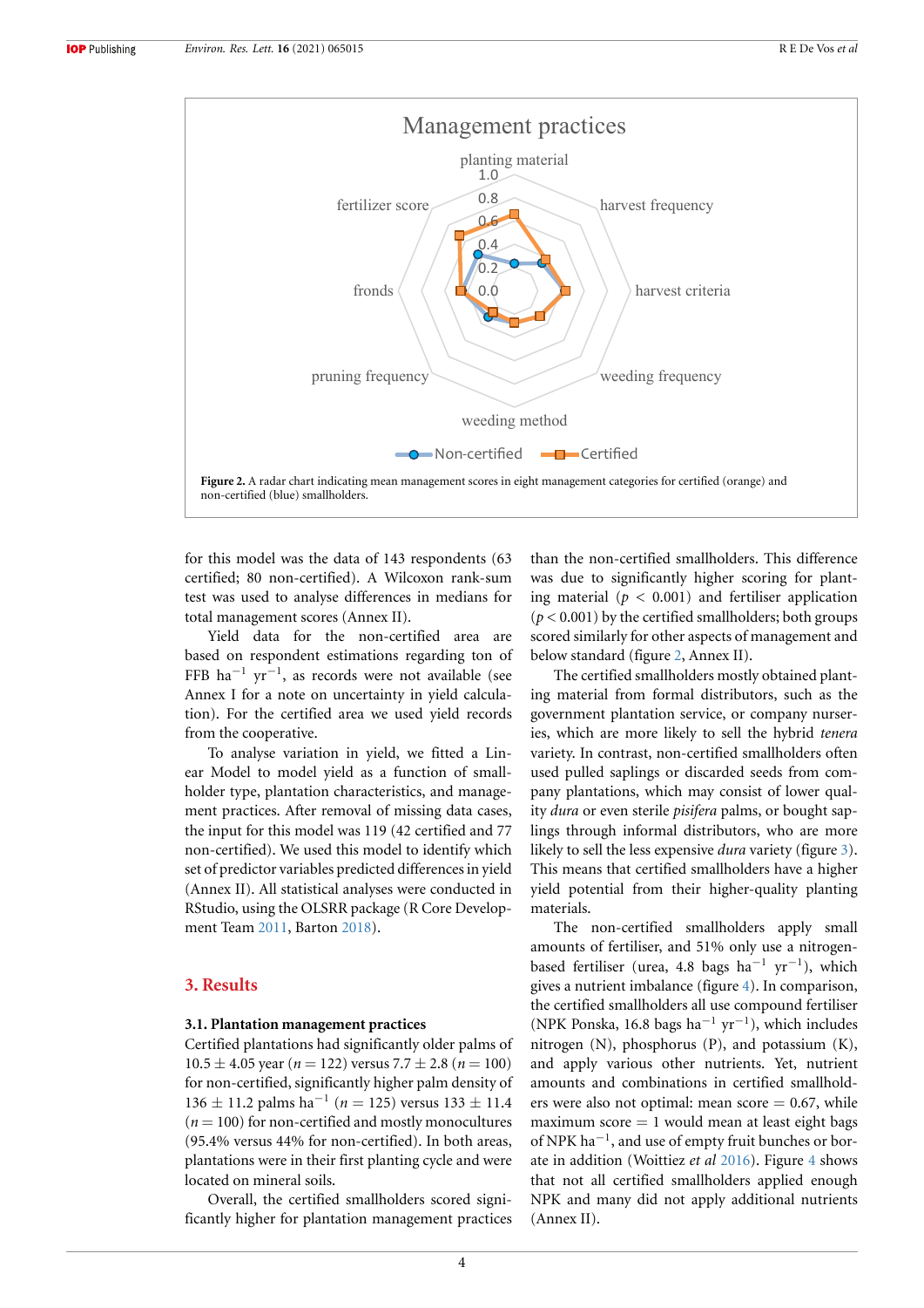Figure 2. A radar chart indicating mean management scores in eight management categories for certified (orange) and non-certified (blue) smallholders.

for this model was the data of 143 respondents (63 certified; 80 non-certified). A Wilcoxon rank-sum test was used to analyse differences in medians for total management scores (Annex II).

Yield data for the non-certified area are based on respondent estimations regarding ton of FFB $ha^{-1}$ $yr^{-1}$, as records were not available (see Annex I for a note on uncertainty in yield calculation). For the certified area we used yield records from the cooperative.

To analyse variation in yield, we fitted a Linear Model to model yield as a function of smallholder type, plantation characteristics, and management practices. After removal of missing data cases, the input for this model was 119 (42 certified and 77 non-certified). We used this model to identify which set of predictor variables predicted differences in yield (Annex II). All statistical analyses were conducted in RStudio, using the OLSRR package (R Core Development Team 2011, Barton 2018).

## 3. Results

### 3.1. Plantation management practices

Certified plantations had significantly older palms of $10.5 \pm 4.05$ year ($n = 122$) versus $7.7 \pm 2.8$ ($n = 100$) for non-certified, significantly higher palm density of $136 \pm 11.2$ palms $ha^{-1}$ ($n = 125$) versus $133 \pm 11.4$ ($n = 100$) for non-certified and mostly monocultures (95.4% versus 44% for non-certified). In both areas, plantations were in their first planting cycle and were located on mineral soils.

Overall, the certified smallholders scored significantly higher for plantation management practices than the non-certified smallholders. This difference was due to significantly higher scoring for planting material ($p < 0.001$) and fertiliser application ($p < 0.001$) by the certified smallholders; both groups scored similarly for other aspects of management and below standard (figure 2, Annex II).

The certified smallholders mostly obtained planting material from formal distributors, such as the government plantation service, or company nurseries, which are more likely to sell the hybrid *tenera* variety. In contrast, non-certified smallholders often used pulled saplings or discarded seeds from company plantations, which may consist of lower quality *dura* or even sterile *pisifera* palms, or bought saplings through informal distributors, who are more likely to sell the less expensive *dura* variety (figure 3). This means that certified smallholders have a higher yield potential from their higher-quality planting materials.

The non-certified smallholders apply small amounts of fertiliser, and 51% only use a nitrogen-based fertiliser (urea, 4.8 bags $ha^{-1}$ $yr^{-1}$), which gives a nutrient imbalance (figure 4). In comparison, the certified smallholders all use compound fertiliser (NPK Ponska, 16.8 bags $ha^{-1}$ $yr^{-1}$), which includes nitrogen (N), phosphorus (P), and potassium (K), and apply various other nutrients. Yet, nutrient amounts and combinations in certified smallholders were also not optimal: mean score = 0.67, while maximum score = 1 would mean at least eight bags of NPK $ha^{-1}$, and use of empty fruit bunches or borate in addition (Woittiez *et al* 2016). Figure 4 shows that not all certified smallholders applied enough NPK and many did not apply additional nutrients (Annex II).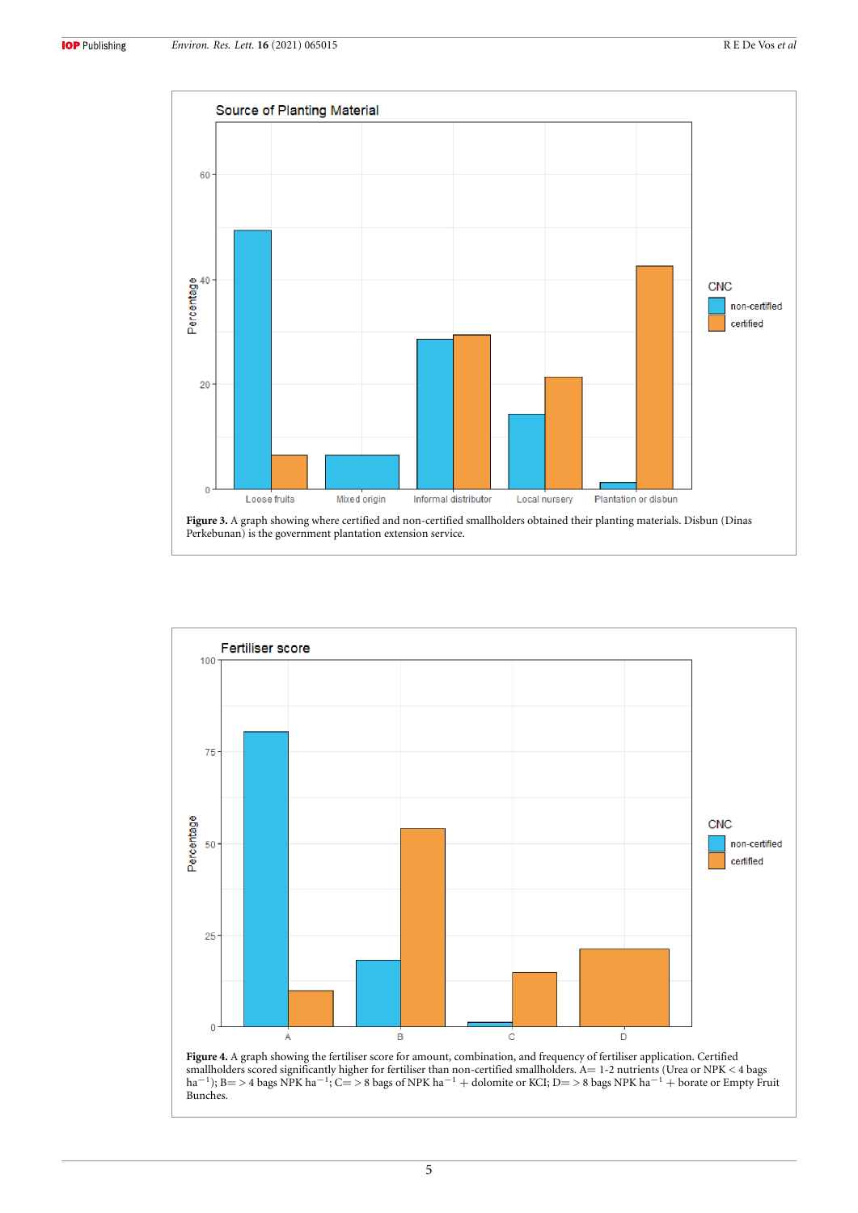**Figure 3.** A graph showing where certified and non-certified smallholders obtained their planting materials. Disbun (Dinas Perkebunan) is the government plantation extension service.

**Figure 4.** A graph showing the fertiliser score for amount, combination, and frequency of fertiliser application. Certified smallholders scored significantly higher for fertiliser than non-certified smallholders. A= 1-2 nutrients (Urea or NPK < 4 bags $ha^{-1}$); B= > 4 bags NPK $ha^{-1}$; C= > 8 bags of NPK $ha^{-1}$ + dolomite or KCl; D= > 8 bags NPK $ha^{-1}$ + borate or Empty Fruit Bunches.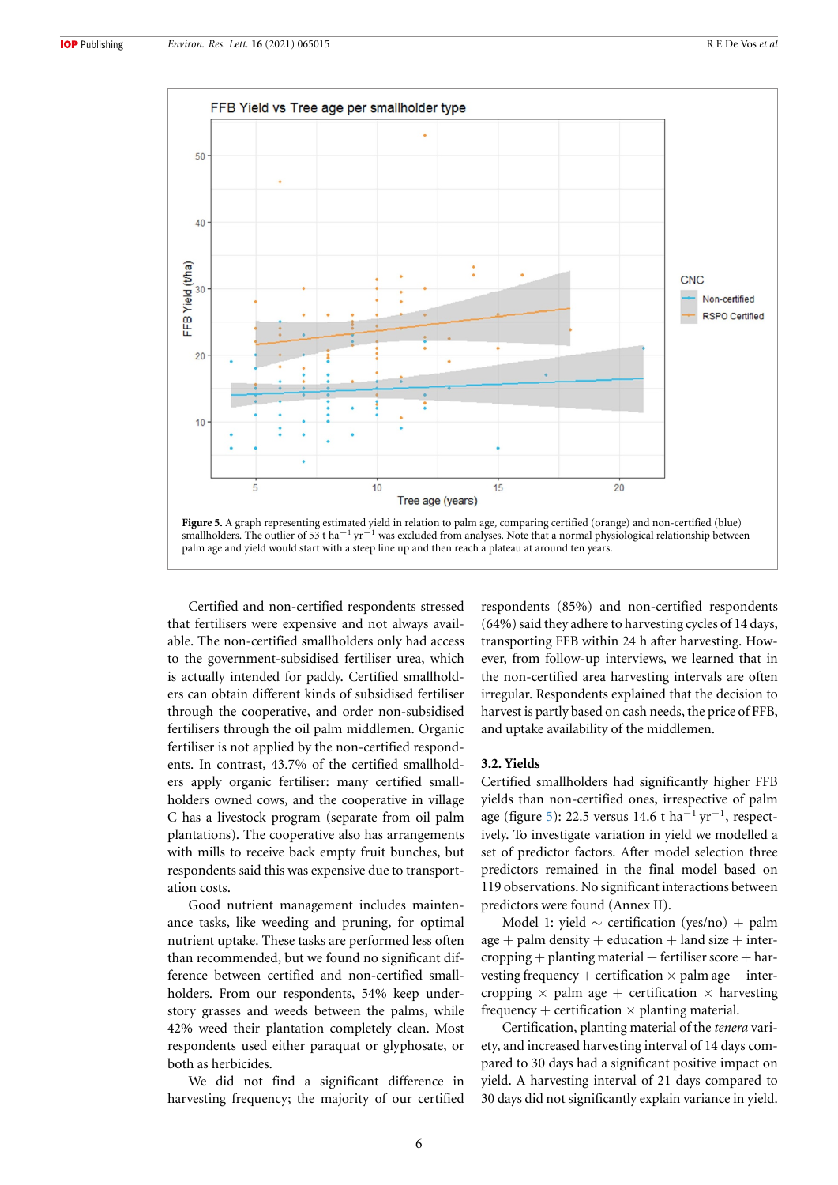**Figure 5.** A graph representing estimated yield in relation to palm age, comparing certified (orange) and non-certified (blue) smallholders. The outlier of 53 t $ha^{-1}$ $yr^{-1}$ was excluded from analyses. Note that a normal physiological relationship between palm age and yield would start with a steep line up and then reach a plateau at around ten years.

Certified and non-certified respondents stressed that fertilisers were expensive and not always available. The non-certified smallholders only had access to the government-subsidised fertiliser urea, which is actually intended for paddy. Certified smallholders can obtain different kinds of subsidised fertiliser through the cooperative, and order non-subsidised fertilisers through the oil palm middlemen. Organic fertiliser is not applied by the non-certified respondents. In contrast, 43.7% of the certified smallholders apply organic fertiliser: many certified smallholders owned cows, and the cooperative in village C has a livestock program (separate from oil palm plantations). The cooperative also has arrangements with mills to receive back empty fruit bunches, but respondents said this was expensive due to transportation costs.

Good nutrient management includes maintenance tasks, like weeding and pruning, for optimal nutrient uptake. These tasks are performed less often than recommended, but we found no significant difference between certified and non-certified smallholders. From our respondents, 54% keep understory grasses and weeds between the palms, while 42% weed their plantation completely clean. Most respondents used either paraquat or glyphosate, or both as herbicides.

We did not find a significant difference in harvesting frequency; the majority of our certified respondents (85%) and non-certified respondents (64%) said they adhere to harvesting cycles of 14 days, transporting FFB within 24 h after harvesting. However, from follow-up interviews, we learned that in the non-certified area harvesting intervals are often irregular. Respondents explained that the decision to harvest is partly based on cash needs, the price of FFB, and uptake availability of the middlemen.

### 3.2. Yields

Certified smallholders had significantly higher FFB yields than non-certified ones, irrespective of palm age (figure 5): 22.5 versus 14.6 t $ha^{-1}$ $yr^{-1}$, respectively. To investigate variation in yield we modelled a set of predictor factors. After model selection three predictors remained in the final model based on 119 observations. No significant interactions between predictors were found (Annex II).

Model 1: yield ∼ certification (yes/no) + palm age + palm density + education + land size + intercropping + planting material + fertiliser score + harvesting frequency + certification × palm age + intercropping × palm age + certification × harvesting frequency + certification × planting material.

Certification, planting material of the *tenera* variety, and increased harvesting interval of 14 days compared to 30 days had a significant positive impact on yield. A harvesting interval of 21 days compared to 30 days did not significantly explain variance in yield.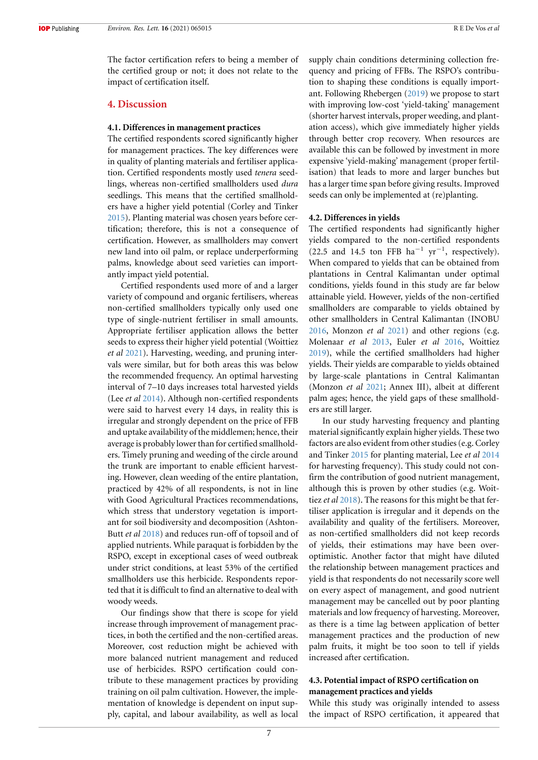The factor certification refers to being a member of the certified group or not; it does not relate to the impact of certification itself.

## 4. Discussion

### 4.1. Differences in management practices

The certified respondents scored significantly higher for management practices. The key differences were in quality of planting materials and fertiliser application. Certified respondents mostly used *tenera* seedlings, whereas non-certified smallholders used *dura* seedlings. This means that the certified smallholders have a higher yield potential (Corley and Tinker 2015). Planting material was chosen years before certification; therefore, this is not a consequence of certification. However, as smallholders may convert new land into oil palm, or replace underperforming palms, knowledge about seed varieties can importantly impact yield potential.

Certified respondents used more of and a larger variety of compound and organic fertilisers, whereas non-certified smallholders typically only used one type of single-nutrient fertiliser in small amounts. Appropriate fertiliser application allows the better seeds to express their higher yield potential (Woittiez *et al* 2021). Harvesting, weeding, and pruning intervals were similar, but for both areas this was below the recommended frequency. An optimal harvesting interval of 7–10 days increases total harvested yields (Lee *et al* 2014). Although non-certified respondents were said to harvest every 14 days, in reality this is irregular and strongly dependent on the price of FFB and uptake availability of the middlemen; hence, their average is probably lower than for certified smallholders. Timely pruning and weeding of the circle around the trunk are important to enable efficient harvesting. However, clean weeding of the entire plantation, practiced by 42% of all respondents, is not in line with Good Agricultural Practices recommendations, which stress that understory vegetation is important for soil biodiversity and decomposition (Ashton-Butt *et al* 2018) and reduces run-off of topsoil and of applied nutrients. While paraquat is forbidden by the RSPO, except in exceptional cases of weed outbreak under strict conditions, at least 53% of the certified smallholders use this herbicide. Respondents reported that it is difficult to find an alternative to deal with woody weeds.

Our findings show that there is scope for yield increase through improvement of management practices, in both the certified and the non-certified areas. Moreover, cost reduction might be achieved with more balanced nutrient management and reduced use of herbicides. RSPO certification could contribute to these management practices by providing training on oil palm cultivation. However, the implementation of knowledge is dependent on input supply, capital, and labour availability, as well as local supply chain conditions determining collection frequency and pricing of FFBs. The RSPO's contribution to shaping these conditions is equally important. Following Rhebergen (2019) we propose to start with improving low-cost 'yield-taking' management (shorter harvest intervals, proper weeding, and plantation access), which give immediately higher yields through better crop recovery. When resources are available this can be followed by investment in more expensive 'yield-making' management (proper fertilisation) that leads to more and larger bunches but has a larger time span before giving results. Improved seeds can only be implemented at (re)planting.

### 4.2. Differences in yields

The certified respondents had significantly higher yields compared to the non-certified respondents (22.5 and 14.5 ton FFB ha$^{-1}$ yr$^{-1}$, respectively). When compared to yields that can be obtained from plantations in Central Kalimantan under optimal conditions, yields found in this study are far below attainable yield. However, yields of the non-certified smallholders are comparable to yields obtained by other smallholders in Central Kalimantan (INOBU 2016, Monzon *et al* 2021) and other regions (e.g. Molenaar *et al* 2013, Euler *et al* 2016, Woittiez 2019), while the certified smallholders had higher yields. Their yields are comparable to yields obtained by large-scale plantations in Central Kalimantan (Monzon *et al* 2021; Annex III), albeit at different palm ages; hence, the yield gaps of these smallholders are still larger.

In our study harvesting frequency and planting material significantly explain higher yields. These two factors are also evident from other studies (e.g. Corley and Tinker 2015 for planting material, Lee *et al* 2014 for harvesting frequency). This study could not confirm the contribution of good nutrient management, although this is proven by other studies (e.g. Woittiez *et al* 2018). The reasons for this might be that fertiliser application is irregular and it depends on the availability and quality of the fertilisers. Moreover, as non-certified smallholders did not keep records of yields, their estimations may have been over-optimistic. Another factor that might have diluted the relationship between management practices and yield is that respondents do not necessarily score well on every aspect of management, and good nutrient management may be cancelled out by poor planting materials and low frequency of harvesting. Moreover, as there is a time lag between application of better management practices and the production of new palm fruits, it might be too soon to tell if yields increased after certification.

### 4.3. Potential impact of RSPO certification on management practices and yields

While this study was originally intended to assess the impact of RSPO certification, it appeared that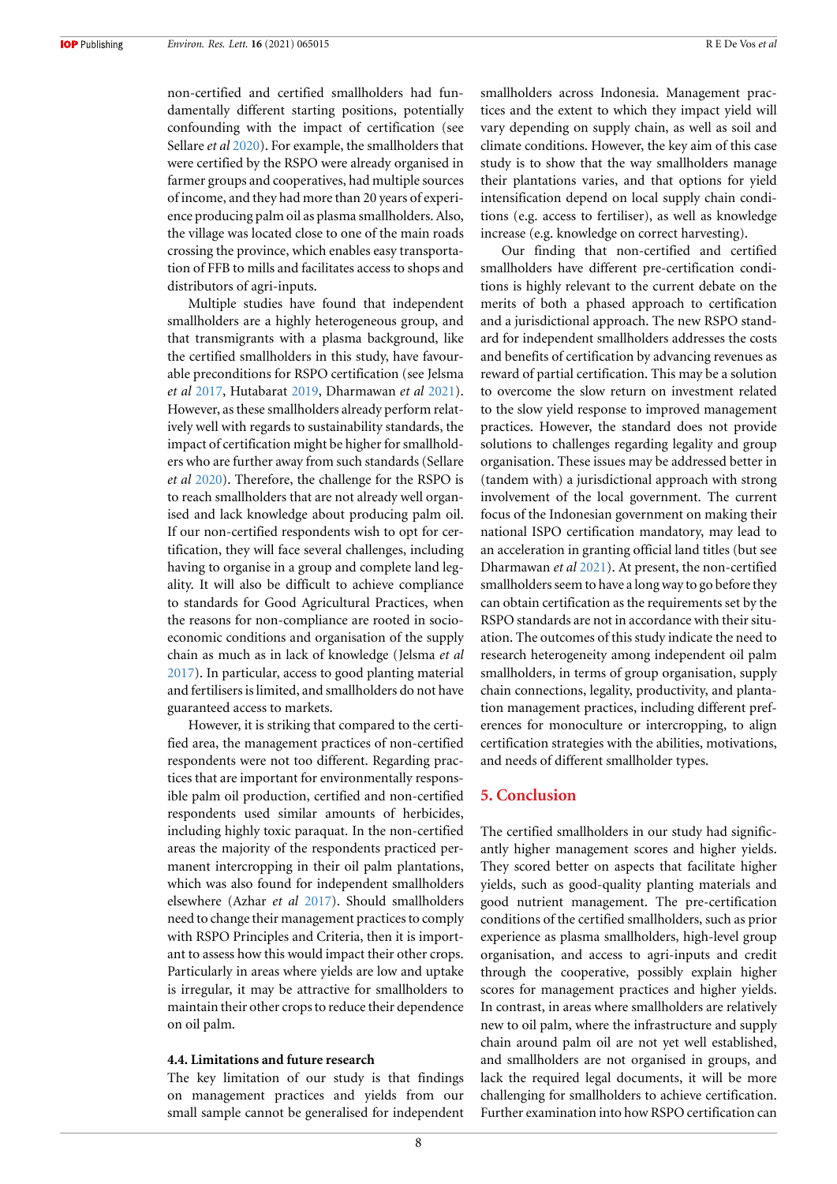non-certified and certified smallholders had fundamentally different starting positions, potentially confounding with the impact of certification (see Sellare *et al* 2020). For example, the smallholders that were certified by the RSPO were already organised in farmer groups and cooperatives, had multiple sources of income, and they had more than 20 years of experience producing palm oil as plasma smallholders. Also, the village was located close to one of the main roads crossing the province, which enables easy transportation of FFB to mills and facilitates access to shops and distributors of agri-inputs.

Multiple studies have found that independent smallholders are a highly heterogeneous group, and that transmigrants with a plasma background, like the certified smallholders in this study, have favourable preconditions for RSPO certification (see Jelsma *et al* 2017, Hutabarat 2019, Dharmawan *et al* 2021). However, as these smallholders already perform relatively well with regards to sustainability standards, the impact of certification might be higher for smallholders who are further away from such standards (Sellare *et al* 2020). Therefore, the challenge for the RSPO is to reach smallholders that are not already well organised and lack knowledge about producing palm oil. If our non-certified respondents wish to opt for certification, they will face several challenges, including having to organise in a group and complete land legality. It will also be difficult to achieve compliance to standards for Good Agricultural Practices, when the reasons for non-compliance are rooted in socio-economic conditions and organisation of the supply chain as much as in lack of knowledge (Jelsma *et al* 2017). In particular, access to good planting material and fertilisers is limited, and smallholders do not have guaranteed access to markets.

However, it is striking that compared to the certified area, the management practices of non-certified respondents were not too different. Regarding practices that are important for environmentally responsible palm oil production, certified and non-certified respondents used similar amounts of herbicides, including highly toxic paraquat. In the non-certified areas the majority of the respondents practiced permanent intercropping in their oil palm plantations, which was also found for independent smallholders elsewhere (Azhar *et al* 2017). Should smallholders need to change their management practices to comply with RSPO Principles and Criteria, then it is important to assess how this would impact their other crops. Particularly in areas where yields are low and uptake is irregular, it may be attractive for smallholders to maintain their other crops to reduce their dependence on oil palm.

### 4.4. Limitations and future research

The key limitation of our study is that findings on management practices and yields from our small sample cannot be generalised for independent smallholders across Indonesia. Management practices and the extent to which they impact yield will vary depending on supply chain, as well as soil and climate conditions. However, the key aim of this case study is to show that the way smallholders manage their plantations varies, and that options for yield intensification depend on local supply chain conditions (e.g. access to fertiliser), as well as knowledge increase (e.g. knowledge on correct harvesting).

Our finding that non-certified and certified smallholders have different pre-certification conditions is highly relevant to the current debate on the merits of both a phased approach to certification and a jurisdictional approach. The new RSPO standard for independent smallholders addresses the costs and benefits of certification by advancing revenues as reward of partial certification. This may be a solution to overcome the slow return on investment related to the slow yield response to improved management practices. However, the standard does not provide solutions to challenges regarding legality and group organisation. These issues may be addressed better in (tandem with) a jurisdictional approach with strong involvement of the local government. The current focus of the Indonesian government on making their national ISPO certification mandatory, may lead to an acceleration in granting official land titles (but see Dharmawan *et al* 2021). At present, the non-certified smallholders seem to have a long way to go before they can obtain certification as the requirements set by the RSPO standards are not in accordance with their situation. The outcomes of this study indicate the need to research heterogeneity among independent oil palm smallholders, in terms of group organisation, supply chain connections, legality, productivity, and plantation management practices, including different preferences for monoculture or intercropping, to align certification strategies with the abilities, motivations, and needs of different smallholder types.

## 5. Conclusion

The certified smallholders in our study had significantly higher management scores and higher yields. They scored better on aspects that facilitate higher yields, such as good-quality planting materials and good nutrient management. The pre-certification conditions of the certified smallholders, such as prior experience as plasma smallholders, high-level group organisation, and access to agri-inputs and credit through the cooperative, possibly explain higher scores for management practices and higher yields. In contrast, in areas where smallholders are relatively new to oil palm, where the infrastructure and supply chain around palm oil are not yet well established, and smallholders are not organised in groups, and lack the required legal documents, it will be more challenging for smallholders to achieve certification. Further examination into how RSPO certification can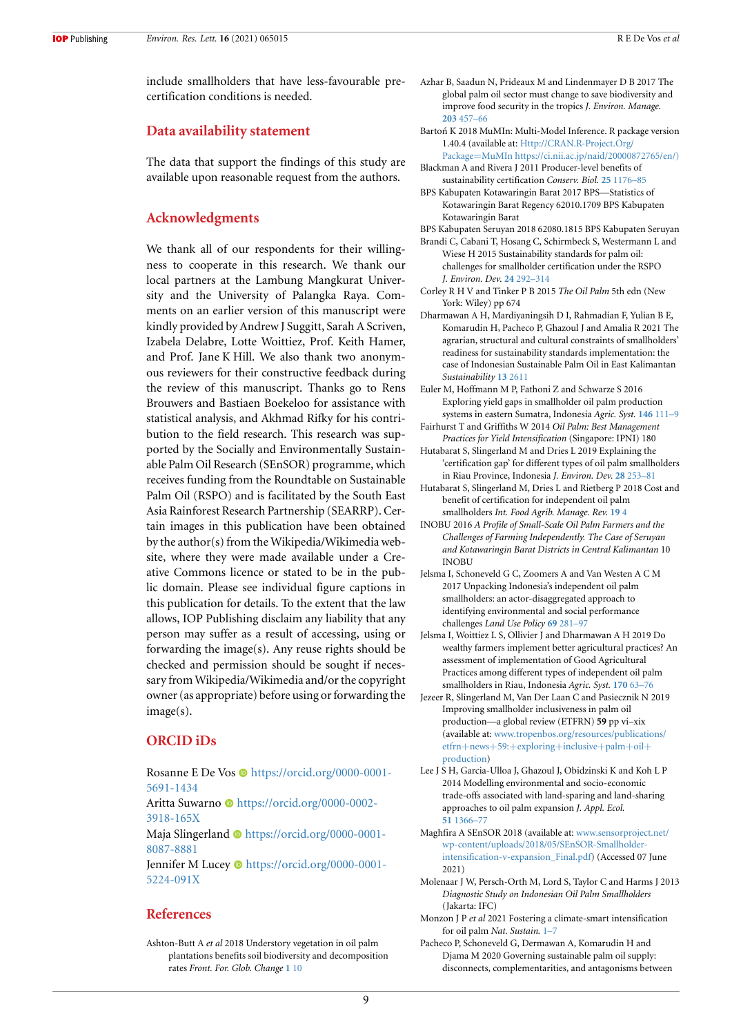include smallholders that have less-favourable pre-certification conditions is needed.

## Data availability statement

The data that support the findings of this study are available upon reasonable request from the authors.

## Acknowledgments

We thank all of our respondents for their willingness to cooperate in this research. We thank our local partners at the Lambung Mangkurat University and the University of Palangka Raya. Comments on an earlier version of this manuscript were kindly provided by Andrew J Suggitt, Sarah A Scriven, Izabela Delabre, Lotte Woittiez, Prof. Keith Hamer, and Prof. Jane K Hill. We also thank two anonymous reviewers for their constructive feedback during the review of this manuscript. Thanks go to Rens Brouwers and Bastiaen Boekeloo for assistance with statistical analysis, and Akhmad Rifky for his contribution to the field research. This research was supported by the Socially and Environmentally Sustainable Palm Oil Research (SEnSOR) programme, which receives funding from the Roundtable on Sustainable Palm Oil (RSPO) and is facilitated by the South East Asia Rainforest Research Partnership (SEARRP). Certain images in this publication have been obtained by the author(s) from the Wikipedia/Wikimedia website, where they were made available under a Creative Commons licence or stated to be in the public domain. Please see individual figure captions in this publication for details. To the extent that the law allows, IOP Publishing disclaim any liability that any person may suffer as a result of accessing, using or forwarding the image(s). Any reuse rights should be checked and permission should be sought if necessary from Wikipedia/Wikimedia and/or the copyright owner (as appropriate) before using or forwarding the image(s).

## ORCID iDs

Rosanne E De Vos https://orcid.org/0000-0001-5691-1434
Aritta Suwarno https://orcid.org/0000-0002-3918-165X
Maja Slingerland https://orcid.org/0000-0001-8087-8881
Jennifer M Lucey https://orcid.org/0000-0001-5224-091X

## References

Ashton-Butt A *et al* 2018 Understory vegetation in oil palm plantations benefits soil biodiversity and decomposition rates *Front. For. Glob. Change* **1** 10

Azhar B, Saadun N, Prideaux M and Lindenmayer D B 2017 The global palm oil sector must change to save biodiversity and improve food security in the tropics *J. Environ. Manage.* **203** 457–66

Bartoń K 2018 MuMIn: Multi-Model Inference. R package version 1.40.4 (available at: Http://CRAN.R-Project.Org/Package=MuMIn https://ci.nii.ac.jp/naid/20000872765/en/)

Blackman A and Rivera J 2011 Producer-level benefits of sustainability certification *Conserv. Biol.* **25** 1176–85

BPS Kabupaten Kotawaringin Barat 2017 BPS—Statistics of Kotawaringin Barat Regency 62010.1709 BPS Kabupaten Kotawaringin Barat

BPS Kabupaten Seruyan 2018 62080.1815 BPS Kabupaten Seruyan

Brandi C, Cabani T, Hosang C, Schirmbeck S, Westermann L and Wiese H 2015 Sustainability standards for palm oil: challenges for smallholder certification under the RSPO *J. Environ. Dev.* **24** 292–314

Corley R H V and Tinker P B 2015 *The Oil Palm* 5th edn (New York: Wiley) pp 674

Dharmawan A H, Mardiyaningsih D I, Rahmadian F, Yulian B E, Komarudin H, Pacheco P, Ghazoul J and Amalia R 2021 The agrarian, structural and cultural constraints of smallholders' readiness for sustainability standards implementation: the case of Indonesian Sustainable Palm Oil in East Kalimantan *Sustainability* **13** 2611

Euler M, Hoffmann M P, Fathoni Z and Schwarze S 2016 Exploring yield gaps in smallholder oil palm production systems in eastern Sumatra, Indonesia *Agric. Syst.* **146** 111–9

Fairhurst T and Griffiths W 2014 *Oil Palm: Best Management Practices for Yield Intensification* (Singapore: IPNI) 180

Hutabarat S, Slingerland M and Dries L 2019 Explaining the 'certification gap' for different types of oil palm smallholders in Riau Province, Indonesia *J. Environ. Dev.* **28** 253–81

Hutabarat S, Slingerland M, Dries L and Rietberg P 2018 Cost and benefit of certification for independent oil palm smallholders *Int. Food Agrib. Manage. Rev.* **19** 4

INOBU 2016 *A Profile of Small-Scale Oil Palm Farmers and the Challenges of Farming Independently. The Case of Seruyan and Kotawaringin Barat Districts in Central Kalimantan* 10 INOBU

Jelsma I, Schoneveld G C, Zoomers A and Van Westen A C M 2017 Unpacking Indonesia's independent oil palm smallholders: an actor-disaggregated approach to identifying environmental and social performance challenges *Land Use Policy* **69** 281–97

Jelsma I, Woittiez L S, Ollivier J and Dharmawan A H 2019 Do wealthy farmers implement better agricultural practices? An assessment of implementation of Good Agricultural Practices among different types of independent oil palm smallholders in Riau, Indonesia *Agric. Syst.* **170** 63–76

Jezeer R, Slingerland M, Van Der Laan C and Pasiecznik N 2019 Improving smallholder inclusiveness in palm oil production—a global review (ETFRN) **59** pp vi–xix (available at: www.tropenbos.org/resources/publications/etfrn+news+59:+exploring+inclusive+palm+oil+production)

Lee J S H, Garcia-Ulloa J, Ghazoul J, Obidzinski K and Koh L P 2014 Modelling environmental and socio-economic trade-offs associated with land-sparing and land-sharing approaches to oil palm expansion *J. Appl. Ecol.* **51** 1366–77

Maghfira A SEnSOR 2018 (available at: www.sensorproject.net/wp-content/uploads/2018/05/SEnSOR-Smallholder-intensification-v-expansion_Final.pdf) (Accessed 07 June 2021)

Molenaar J W, Persch-Orth M, Lord S, Taylor C and Harms J 2013 *Diagnostic Study on Indonesian Oil Palm Smallholders* (Jakarta: IFC)

Monzon J P *et al* 2021 Fostering a climate-smart intensification for oil palm *Nat. Sustain.* 1–7

Pacheco P, Schoneveld G, Dermawan A, Komarudin H and Djama M 2020 Governing sustainable palm oil supply: disconnects, complementarities, and antagonisms between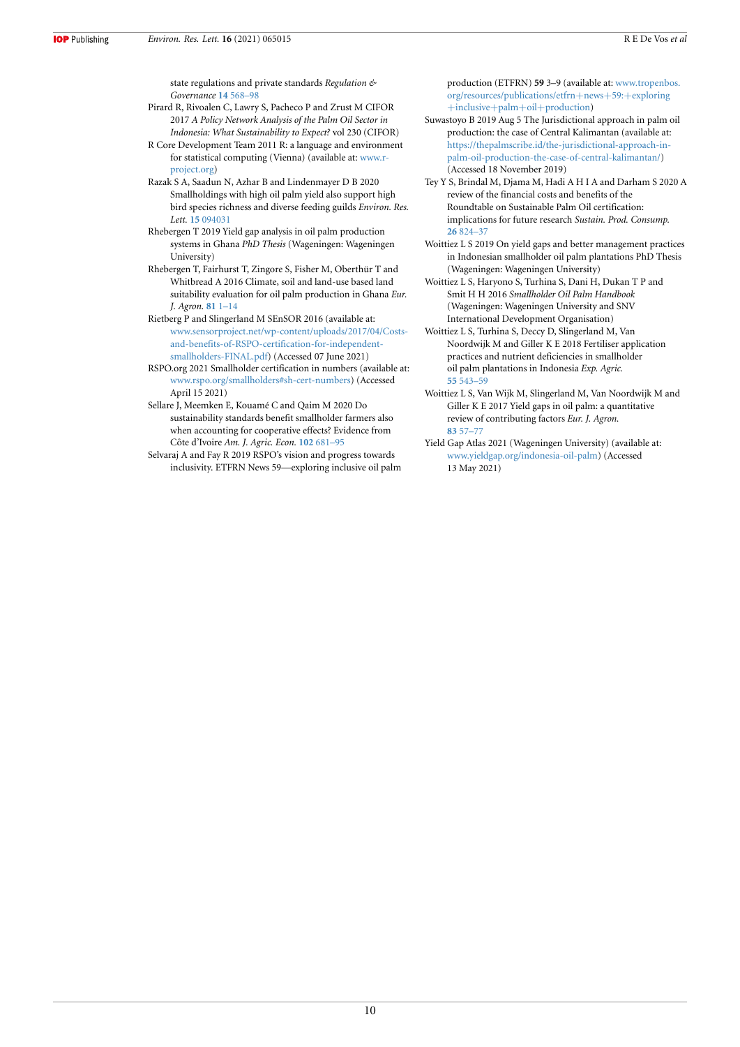state regulations and private standards *Regulation & Governance* **14** 568–98

Pirard R, Rivoalen C, Lawry S, Pacheco P and Zrust M CIFOR 2017 *A Policy Network Analysis of the Palm Oil Sector in Indonesia: What Sustainability to Expect?* vol 230 (CIFOR)

R Core Development Team 2011 R: a language and environment for statistical computing (Vienna) (available at: www.r-project.org)

Razak S A, Saadun N, Azhar B and Lindenmayer D B 2020 Smallholdings with high oil palm yield also support high bird species richness and diverse feeding guilds *Environ. Res. Lett.* **15** 094031

Rhebergen T 2019 Yield gap analysis in oil palm production systems in Ghana *PhD Thesis* (Wageningen: Wageningen University)

Rhebergen T, Fairhurst T, Zingore S, Fisher M, Oberthür T and Whitbread A 2016 Climate, soil and land-use based land suitability evaluation for oil palm production in Ghana *Eur. J. Agron.* **81** 1–14

Rietberg P and Slingerland M SEnSOR 2016 (available at: www.sensorproject.net/wp-content/uploads/2017/04/Costs-and-benefits-of-RSPO-certification-for-independent-smallholders-FINAL.pdf) (Accessed 07 June 2021)

RSPO.org 2021 Smallholder certification in numbers (available at: www.rspo.org/smallholders#sh-cert-numbers) (Accessed April 15 2021)

Sellare J, Meemken E, Kouamé C and Qaim M 2020 Do sustainability standards benefit smallholder farmers also when accounting for cooperative effects? Evidence from Côte d'Ivoire *Am. J. Agric. Econ.* **102** 681–95

Selvaraj A and Fay R 2019 RSPO's vision and progress towards inclusivity. ETFRN News 59—exploring inclusive oil palm production (ETFRN) **59** 3–9 (available at: www.tropenbos.org/resources/publications/etfrn+news+59:+exploring+inclusive+palm+oil+production)

Suwastoyo B 2019 Aug 5 The Jurisdictional approach in palm oil production: the case of Central Kalimantan (available at: https://thepalmscribe.id/the-jurisdictional-approach-in-palm-oil-production-the-case-of-central-kalimantan/) (Accessed 18 November 2019)

Tey Y S, Brindal M, Djama M, Hadi A H I A and Darham S 2020 A review of the financial costs and benefits of the Roundtable on Sustainable Palm Oil certification: implications for future research *Sustain. Prod. Consump.* **26** 824–37

Woittiez L S 2019 On yield gaps and better management practices in Indonesian smallholder oil palm plantations PhD Thesis (Wageningen: Wageningen University)

Woittiez L S, Haryono S, Turhina S, Dani H, Dukan T P and Smit H H 2016 *Smallholder Oil Palm Handbook* (Wageningen: Wageningen University and SNV International Development Organisation)

Woittiez L S, Turhina S, Deccy D, Slingerland M, Van Noordwijk M and Giller K E 2018 Fertiliser application practices and nutrient deficiencies in smallholder oil palm plantations in Indonesia *Exp. Agric.* **55** 543–59

Woittiez L S, Van Wijk M, Slingerland M, Van Noordwijk M and Giller K E 2017 Yield gaps in oil palm: a quantitative review of contributing factors *Eur. J. Agron.* **83** 57–77

Yield Gap Atlas 2021 (Wageningen University) (available at: www.yieldgap.org/indonesia-oil-palm) (Accessed 13 May 2021)